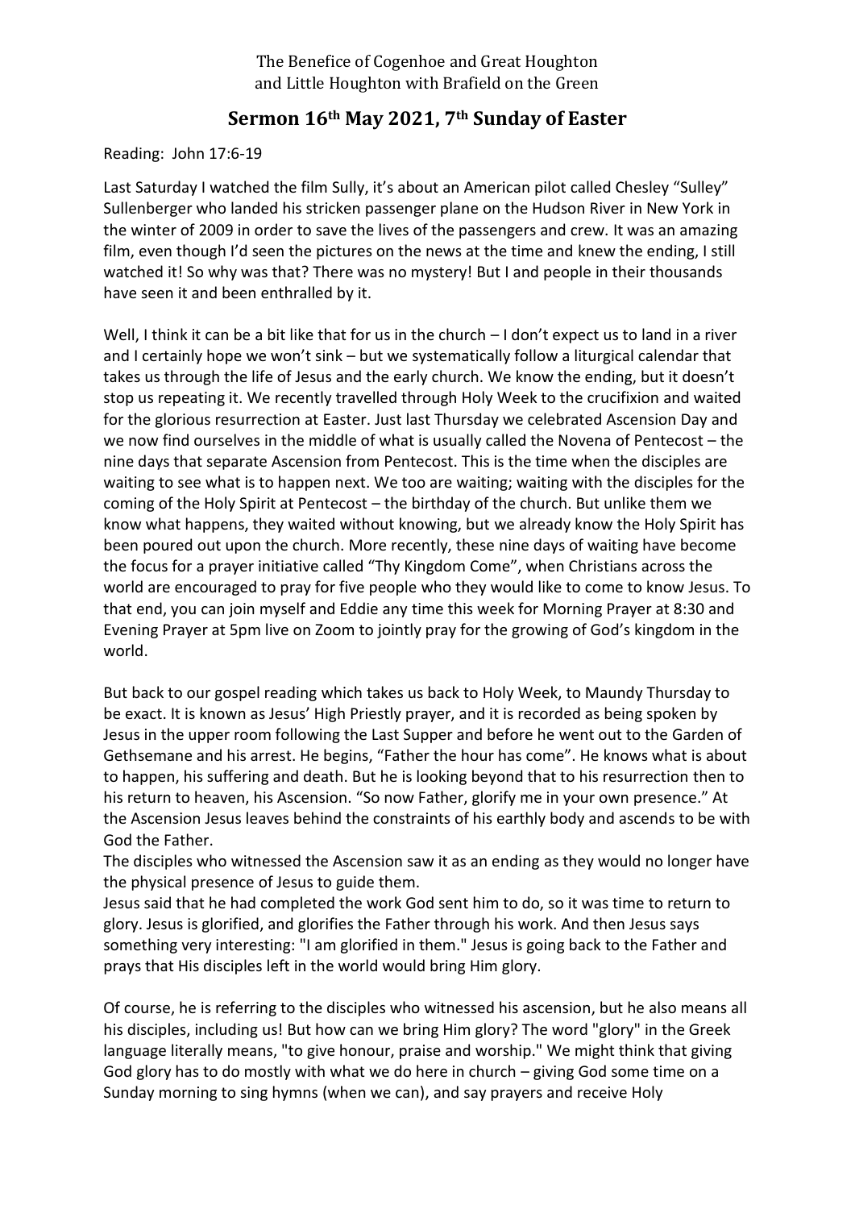The Benefice of Cogenhoe and Great Houghton and Little Houghton with Brafield on the Green

## Sermon 16th May 2021, 7th Sunday of Easter

Reading: John 17:6-19

Last Saturday I watched the film Sully, it's about an American pilot called Chesley "Sulley" Sullenberger who landed his stricken passenger plane on the Hudson River in New York in the winter of 2009 in order to save the lives of the passengers and crew. It was an amazing film, even though I'd seen the pictures on the news at the time and knew the ending, I still watched it! So why was that? There was no mystery! But I and people in their thousands have seen it and been enthralled by it.

Well, I think it can be a bit like that for us in the church – I don't expect us to land in a river and I certainly hope we won't sink – but we systematically follow a liturgical calendar that takes us through the life of Jesus and the early church. We know the ending, but it doesn't stop us repeating it. We recently travelled through Holy Week to the crucifixion and waited for the glorious resurrection at Easter. Just last Thursday we celebrated Ascension Day and we now find ourselves in the middle of what is usually called the Novena of Pentecost – the nine days that separate Ascension from Pentecost. This is the time when the disciples are waiting to see what is to happen next. We too are waiting; waiting with the disciples for the coming of the Holy Spirit at Pentecost – the birthday of the church. But unlike them we know what happens, they waited without knowing, but we already know the Holy Spirit has been poured out upon the church. More recently, these nine days of waiting have become the focus for a prayer initiative called "Thy Kingdom Come", when Christians across the world are encouraged to pray for five people who they would like to come to know Jesus. To that end, you can join myself and Eddie any time this week for Morning Prayer at 8:30 and Evening Prayer at 5pm live on Zoom to jointly pray for the growing of God's kingdom in the world.

But back to our gospel reading which takes us back to Holy Week, to Maundy Thursday to be exact. It is known as Jesus' High Priestly prayer, and it is recorded as being spoken by Jesus in the upper room following the Last Supper and before he went out to the Garden of Gethsemane and his arrest. He begins, "Father the hour has come". He knows what is about to happen, his suffering and death. But he is looking beyond that to his resurrection then to his return to heaven, his Ascension. "So now Father, glorify me in your own presence." At the Ascension Jesus leaves behind the constraints of his earthly body and ascends to be with God the Father.

The disciples who witnessed the Ascension saw it as an ending as they would no longer have the physical presence of Jesus to guide them.

Jesus said that he had completed the work God sent him to do, so it was time to return to glory. Jesus is glorified, and glorifies the Father through his work. And then Jesus says something very interesting: "I am glorified in them." Jesus is going back to the Father and prays that His disciples left in the world would bring Him glory.

Of course, he is referring to the disciples who witnessed his ascension, but he also means all his disciples, including us! But how can we bring Him glory? The word "glory" in the Greek language literally means, "to give honour, praise and worship." We might think that giving God glory has to do mostly with what we do here in church – giving God some time on a Sunday morning to sing hymns (when we can), and say prayers and receive Holy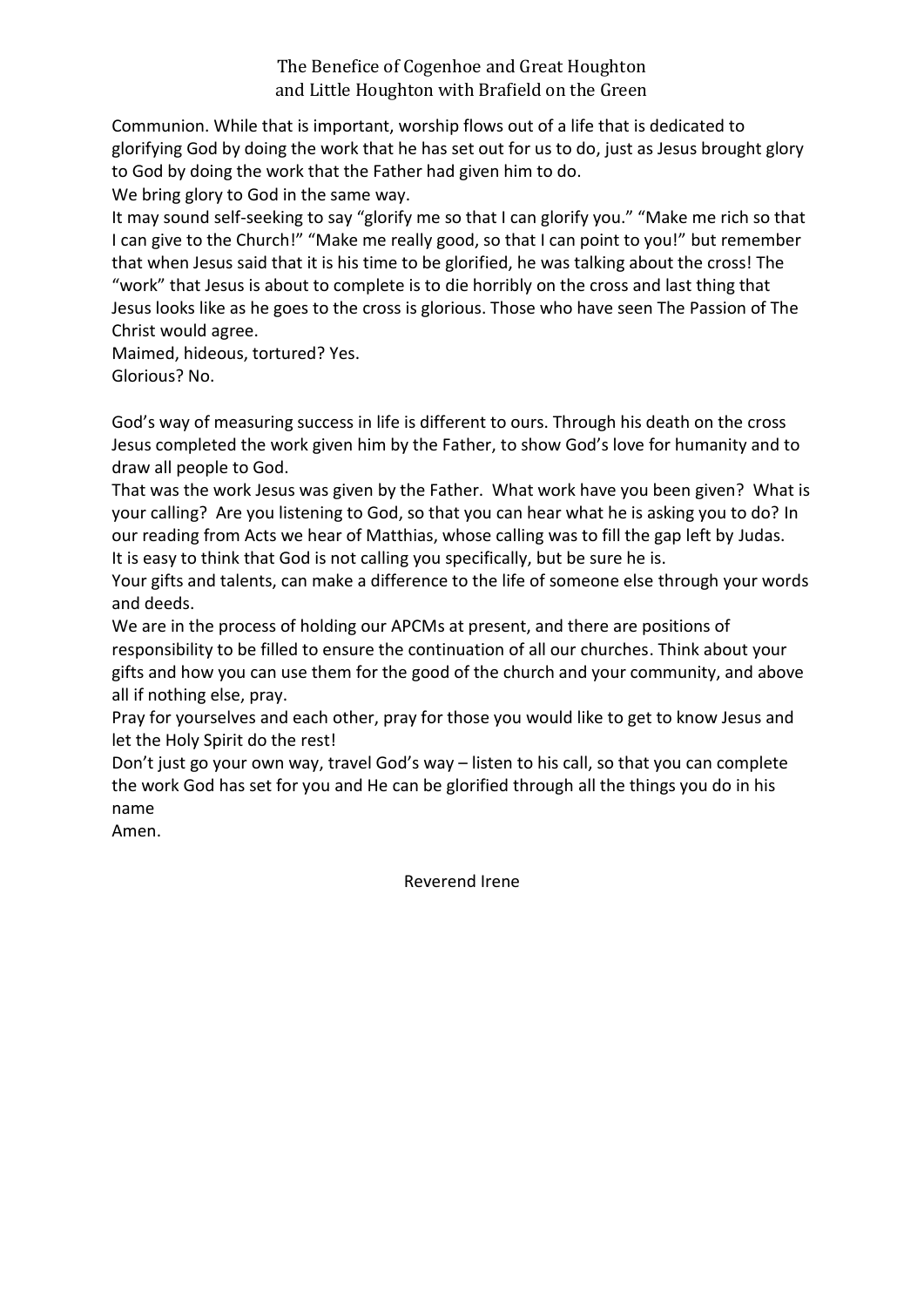Communion. While that is important, worship flows out of a life that is dedicated to glorifying God by doing the work that he has set out for us to do, just as Jesus brought glory to God by doing the work that the Father had given him to do.

We bring glory to God in the same way.

It may sound self-seeking to say "glorify me so that I can glorify you." "Make me rich so that I can give to the Church!" "Make me really good, so that I can point to you!" but remember that when Jesus said that it is his time to be glorified, he was talking about the cross! The "work" that Jesus is about to complete is to die horribly on the cross and last thing that Jesus looks like as he goes to the cross is glorious. Those who have seen The Passion of The Christ would agree.

Maimed, hideous, tortured? Yes.

Glorious? No.

God's way of measuring success in life is different to ours. Through his death on the cross Jesus completed the work given him by the Father, to show God's love for humanity and to draw all people to God.

That was the work Jesus was given by the Father. What work have you been given? What is your calling? Are you listening to God, so that you can hear what he is asking you to do? In our reading from Acts we hear of Matthias, whose calling was to fill the gap left by Judas.

It is easy to think that God is not calling you specifically, but be sure he is.

Your gifts and talents, can make a difference to the life of someone else through your words and deeds.

We are in the process of holding our APCMs at present, and there are positions of responsibility to be filled to ensure the continuation of all our churches. Think about your gifts and how you can use them for the good of the church and your community, and above all if nothing else, pray.

Pray for yourselves and each other, pray for those you would like to get to know Jesus and let the Holy Spirit do the rest!

Don't just go your own way, travel God's way – listen to his call, so that you can complete the work God has set for you and He can be glorified through all the things you do in his name

Amen.

Reverend Irene